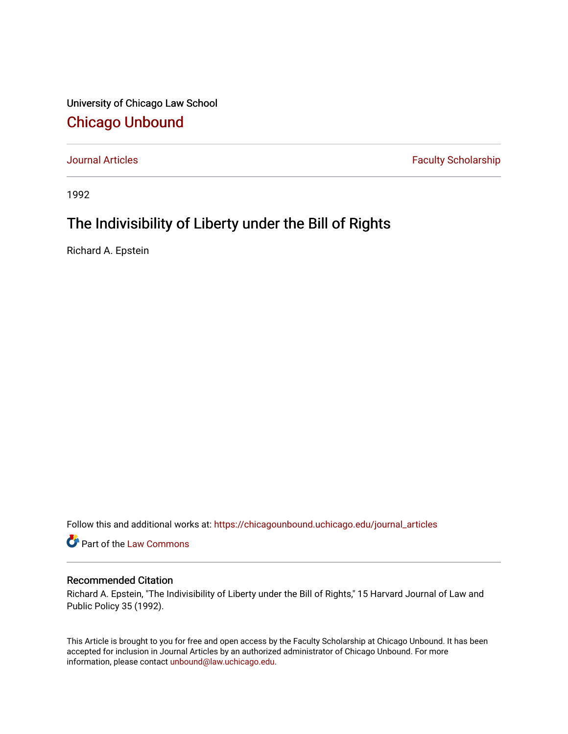University of Chicago Law School

# Chicago Unbound

Journal Articles | Faculty Scholarship

1992

## The Indivisibility of Liberty under the Bill of Rights

Richard A. Epstein

Follow this and additional works at: https://chicagounbound.uchicago.edu/journal_articles

Part of the Law Commons

### Recommended Citation

Richard A. Epstein, "The Indivisibility of Liberty under the Bill of Rights," 15 Harvard Journal of Law and Public Policy 35 (1992).

This Article is brought to you for free and open access by the Faculty Scholarship at Chicago Unbound. It has been accepted for inclusion in Journal Articles by an authorized administrator of Chicago Unbound. For more information, please contact unbound@law.uchicago.edu.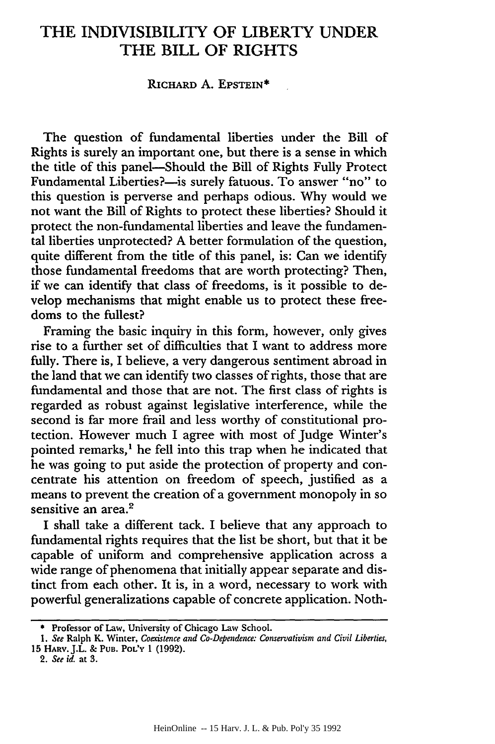# THE INDIVISIBILITY OF LIBERTY UNDER THE BILL OF RIGHTS

RICHARD A. EPSTEIN*

The question of fundamental liberties under the Bill of Rights is surely an important one, but there is a sense in which the title of this panel—Should the Bill of Rights Fully Protect Fundamental Liberties?—is surely fatuous. To answer "no" to this question is perverse and perhaps odious. Why would we not want the Bill of Rights to protect these liberties? Should it protect the non-fundamental liberties and leave the fundamental liberties unprotected? A better formulation of the question, quite different from the title of this panel, is: Can we identify those fundamental freedoms that are worth protecting? Then, if we can identify that class of freedoms, is it possible to develop mechanisms that might enable us to protect these freedoms to the fullest?

Framing the basic inquiry in this form, however, only gives rise to a further set of difficulties that I want to address more fully. There is, I believe, a very dangerous sentiment abroad in the land that we can identify two classes of rights, those that are fundamental and those that are not. The first class of rights is regarded as robust against legislative interference, while the second is far more frail and less worthy of constitutional protection. However much I agree with most of Judge Winter's pointed remarks,[1] he fell into this trap when he indicated that he was going to put aside the protection of property and concentrate his attention on freedom of speech, justified as a means to prevent the creation of a government monopoly in so sensitive an area.[2]

I shall take a different tack. I believe that any approach to fundamental rights requires that the list be short, but that it be capable of uniform and comprehensive application across a wide range of phenomena that initially appear separate and distinct from each other. It is, in a word, necessary to work with powerful generalizations capable of concrete application. Noth-

---

\* Professor of Law, University of Chicago Law School.

1. *See* Ralph K. Winter, *Coexistence and Co-Dependence: Conservativism and Civil Liberties*, 15 HARV. J.L. & PUB. POL'Y 1 (1992).

2. *See id.* at 3.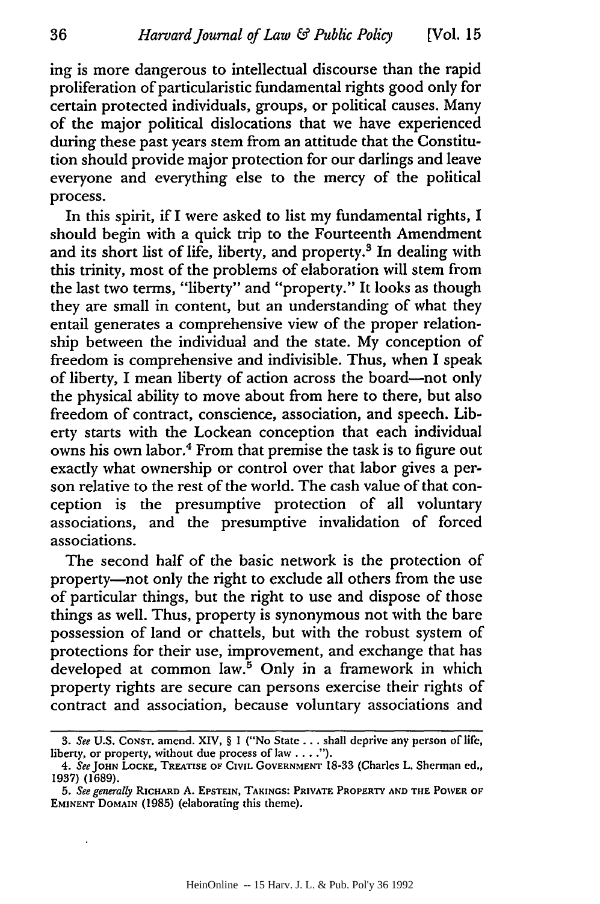ing is more dangerous to intellectual discourse than the rapid proliferation of particularistic fundamental rights good only for certain protected individuals, groups, or political causes. Many of the major political dislocations that we have experienced during these past years stem from an attitude that the Constitution should provide major protection for our darlings and leave everyone and everything else to the mercy of the political process.

In this spirit, if I were asked to list my fundamental rights, I should begin with a quick trip to the Fourteenth Amendment and its short list of life, liberty, and property.[3] In dealing with this trinity, most of the problems of elaboration will stem from the last two terms, "liberty" and "property." It looks as though they are small in content, but an understanding of what they entail generates a comprehensive view of the proper relationship between the individual and the state. My conception of freedom is comprehensive and indivisible. Thus, when I speak of liberty, I mean liberty of action across the board—not only the physical ability to move about from here to there, but also freedom of contract, conscience, association, and speech. Liberty starts with the Lockean conception that each individual owns his own labor.[4] From that premise the task is to figure out exactly what ownership or control over that labor gives a person relative to the rest of the world. The cash value of that conception is the presumptive protection of all voluntary associations, and the presumptive invalidation of forced associations.

The second half of the basic network is the protection of property—not only the right to exclude all others from the use of particular things, but the right to use and dispose of those things as well. Thus, property is synonymous not with the bare possession of land or chattels, but with the robust system of protections for their use, improvement, and exchange that has developed at common law.[5] Only in a framework in which property rights are secure can persons exercise their rights of contract and association, because voluntary associations and

---

3. *See* U.S. CONST. amend. XIV, § 1 ("No State . . . shall deprive any person of life, liberty, or property, without due process of law . . . .").

4. *See* JOHN LOCKE, TREATISE OF CIVIL GOVERNMENT 18-33 (Charles L. Sherman ed., 1937) (1689).

5. *See generally* RICHARD A. EPSTEIN, TAKINGS: PRIVATE PROPERTY AND THE POWER OF EMINENT DOMAIN (1985) (elaborating this theme).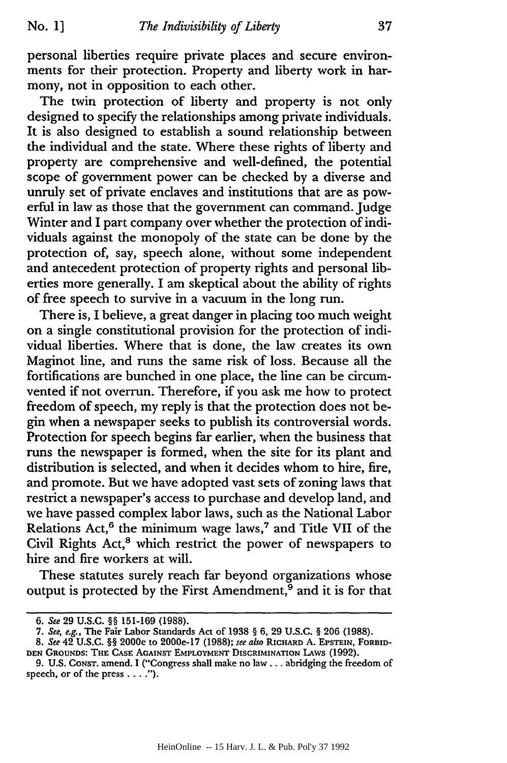personal liberties require private places and secure environments for their protection. Property and liberty work in harmony, not in opposition to each other.

The twin protection of liberty and property is not only designed to specify the relationships among private individuals. It is also designed to establish a sound relationship between the individual and the state. Where these rights of liberty and property are comprehensive and well-defined, the potential scope of government power can be checked by a diverse and unruly set of private enclaves and institutions that are as powerful in law as those that the government can command. Judge Winter and I part company over whether the protection of individuals against the monopoly of the state can be done by the protection of, say, speech alone, without some independent and antecedent protection of property rights and personal liberties more generally. I am skeptical about the ability of rights of free speech to survive in a vacuum in the long run.

There is, I believe, a great danger in placing too much weight on a single constitutional provision for the protection of individual liberties. Where that is done, the law creates its own Maginot line, and runs the same risk of loss. Because all the fortifications are bunched in one place, the line can be circumvented if not overrun. Therefore, if you ask me how to protect freedom of speech, my reply is that the protection does not begin when a newspaper seeks to publish its controversial words. Protection for speech begins far earlier, when the business that runs the newspaper is formed, when the site for its plant and distribution is selected, and when it decides whom to hire, fire, and promote. But we have adopted vast sets of zoning laws that restrict a newspaper's access to purchase and develop land, and we have passed complex labor laws, such as the National Labor Relations Act,[6] the minimum wage laws,[7] and Title VII of the Civil Rights Act,[8] which restrict the power of newspapers to hire and fire workers at will.

These statutes surely reach far beyond organizations whose output is protected by the First Amendment,[9] and it is for that

---

6. *See* 29 U.S.C. §§ 151-169 (1988).

7. *See, e.g.*, The Fair Labor Standards Act of 1938 § 6, 29 U.S.C. § 206 (1988).

8. *See* 42 U.S.C. §§ 2000e to 2000e-17 (1988); *see also* RICHARD A. EPSTEIN, FORBIDDEN GROUNDS: THE CASE AGAINST EMPLOYMENT DISCRIMINATION LAWS (1992).

9. U.S. CONST. amend. I ("Congress shall make no law . . . abridging the freedom of speech, or of the press . . . .").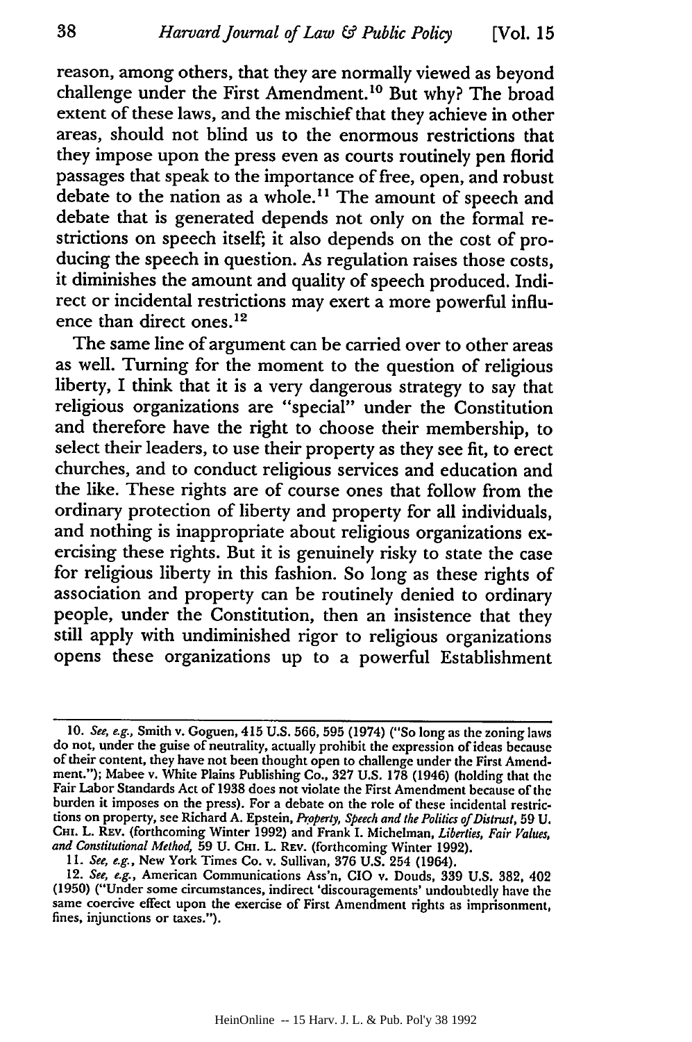reason, among others, that they are normally viewed as beyond challenge under the First Amendment.[10] But why? The broad extent of these laws, and the mischief that they achieve in other areas, should not blind us to the enormous restrictions that they impose upon the press even as courts routinely pen florid passages that speak to the importance of free, open, and robust debate to the nation as a whole.[11] The amount of speech and debate that is generated depends not only on the formal restrictions on speech itself; it also depends on the cost of producing the speech in question. As regulation raises those costs, it diminishes the amount and quality of speech produced. Indirect or incidental restrictions may exert a more powerful influence than direct ones.[12]

The same line of argument can be carried over to other areas as well. Turning for the moment to the question of religious liberty, I think that it is a very dangerous strategy to say that religious organizations are "special" under the Constitution and therefore have the right to choose their membership, to select their leaders, to use their property as they see fit, to erect churches, and to conduct religious services and education and the like. These rights are of course ones that follow from the ordinary protection of liberty and property for all individuals, and nothing is inappropriate about religious organizations exercising these rights. But it is genuinely risky to state the case for religious liberty in this fashion. So long as these rights of association and property can be routinely denied to ordinary people, under the Constitution, then an insistence that they still apply with undiminished rigor to religious organizations opens these organizations up to a powerful Establishment

---

10. *See, e.g.*, Smith v. Goguen, 415 U.S. 566, 595 (1974) ("So long as the zoning laws do not, under the guise of neutrality, actually prohibit the expression of ideas because of their content, they have not been thought open to challenge under the First Amendment."); Mabee v. White Plains Publishing Co., 327 U.S. 178 (1946) (holding that the Fair Labor Standards Act of 1938 does not violate the First Amendment because of the burden it imposes on the press). For a debate on the role of these incidental restrictions on property, see Richard A. Epstein, *Property, Speech and the Politics of Distrust*, 59 U. CHI. L. REV. (forthcoming Winter 1992) and Frank I. Michelman, *Liberties, Fair Values, and Constitutional Method*, 59 U. CHI. L. REV. (forthcoming Winter 1992).

11. *See, e.g.*, New York Times Co. v. Sullivan, 376 U.S. 254 (1964).

12. *See, e.g.*, American Communications Ass'n, CIO v. Douds, 339 U.S. 382, 402 (1950) ("Under some circumstances, indirect 'discouragements' undoubtedly have the same coercive effect upon the exercise of First Amendment rights as imprisonment, fines, injunctions or taxes.").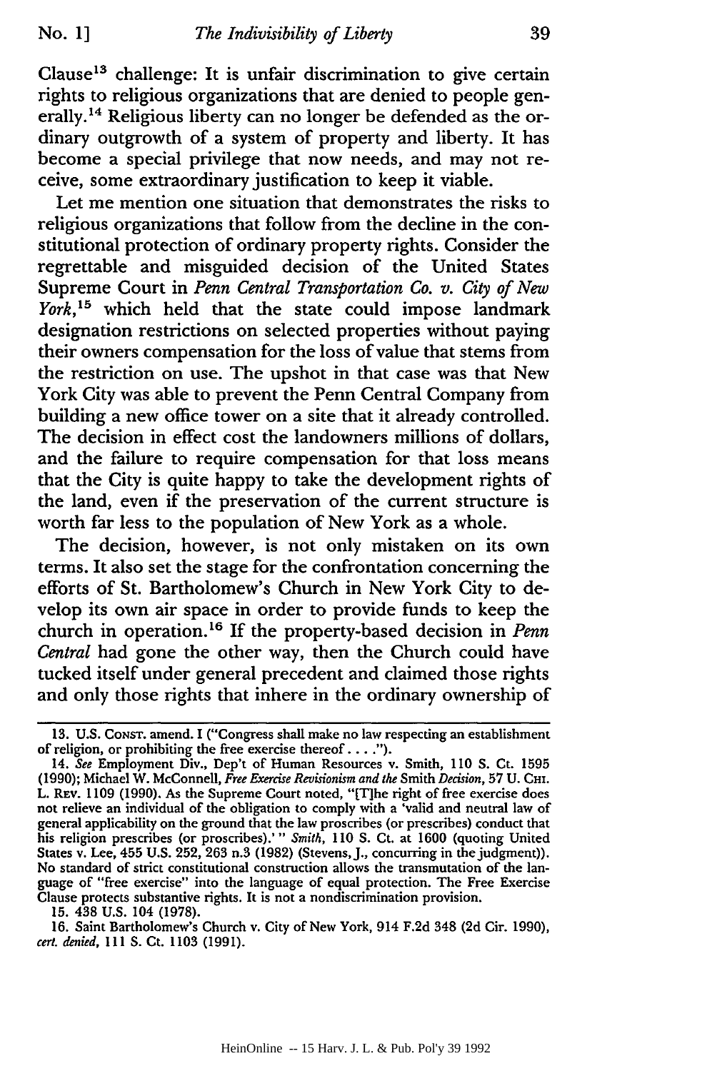Clause[13] challenge: It is unfair discrimination to give certain rights to religious organizations that are denied to people generally.[14] Religious liberty can no longer be defended as the ordinary outgrowth of a system of property and liberty. It has become a special privilege that now needs, and may not receive, some extraordinary justification to keep it viable.

Let me mention one situation that demonstrates the risks to religious organizations that follow from the decline in the constitutional protection of ordinary property rights. Consider the regrettable and misguided decision of the United States Supreme Court in *Penn Central Transportation Co. v. City of New York*,[15] which held that the state could impose landmark designation restrictions on selected properties without paying their owners compensation for the loss of value that stems from the restriction on use. The upshot in that case was that New York City was able to prevent the Penn Central Company from building a new office tower on a site that it already controlled. The decision in effect cost the landowners millions of dollars, and the failure to require compensation for that loss means that the City is quite happy to take the development rights of the land, even if the preservation of the current structure is worth far less to the population of New York as a whole.

The decision, however, is not only mistaken on its own terms. It also set the stage for the confrontation concerning the efforts of St. Bartholomew's Church in New York City to develop its own air space in order to provide funds to keep the church in operation.[16] If the property-based decision in *Penn Central* had gone the other way, then the Church could have tucked itself under general precedent and claimed those rights and only those rights that inhere in the ordinary ownership of

---

13. U.S. CONST. amend. I ("Congress shall make no law respecting an establishment of religion, or prohibiting the free exercise thereof . . . .").

14. *See* Employment Div., Dep't of Human Resources v. Smith, 110 S. Ct. 1595 (1990); Michael W. McConnell, *Free Exercise Revisionism and the* Smith *Decision*, 57 U. CHI. L. REV. 1109 (1990). As the Supreme Court noted, "[T]he right of free exercise does not relieve an individual of the obligation to comply with a 'valid and neutral law of general applicability on the ground that the law proscribes (or prescribes) conduct that his religion prescribes (or proscribes).'" *Smith*, 110 S. Ct. at 1600 (quoting United States v. Lee, 455 U.S. 252, 263 n.3 (1982) (Stevens, J., concurring in the judgment)). No standard of strict constitutional construction allows the transmutation of the language of "free exercise" into the language of equal protection. The Free Exercise Clause protects substantive rights. It is not a nondiscrimination provision.

15. 438 U.S. 104 (1978).

16. Saint Bartholomew's Church v. City of New York, 914 F.2d 348 (2d Cir. 1990), *cert. denied*, 111 S. Ct. 1103 (1991).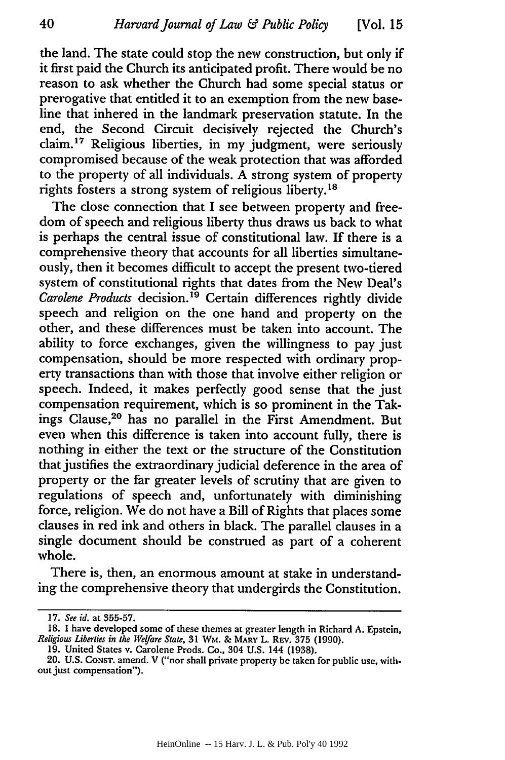the land. The state could stop the new construction, but only if it first paid the Church its anticipated profit. There would be no reason to ask whether the Church had some special status or prerogative that entitled it to an exemption from the new baseline that inhered in the landmark preservation statute. In the end, the Second Circuit decisively rejected the Church's claim.[17] Religious liberties, in my judgment, were seriously compromised because of the weak protection that was afforded to the property of all individuals. A strong system of property rights fosters a strong system of religious liberty.[18]

The close connection that I see between property and freedom of speech and religious liberty thus draws us back to what is perhaps the central issue of constitutional law. If there is a comprehensive theory that accounts for all liberties simultaneously, then it becomes difficult to accept the present two-tiered system of constitutional rights that dates from the New Deal's *Carolene Products* decision.[19] Certain differences rightly divide speech and religion on the one hand and property on the other, and these differences must be taken into account. The ability to force exchanges, given the willingness to pay just compensation, should be more respected with ordinary property transactions than with those that involve either religion or speech. Indeed, it makes perfectly good sense that the just compensation requirement, which is so prominent in the Takings Clause,[20] has no parallel in the First Amendment. But even when this difference is taken into account fully, there is nothing in either the text or the structure of the Constitution that justifies the extraordinary judicial deference in the area of property or the far greater levels of scrutiny that are given to regulations of speech and, unfortunately with diminishing force, religion. We do not have a Bill of Rights that places some clauses in red ink and others in black. The parallel clauses in a single document should be construed as part of a coherent whole.

There is, then, an enormous amount at stake in understanding the comprehensive theory that undergirds the Constitution.

---

17. *See id.* at 355-57.

18. I have developed some of these themes at greater length in Richard A. Epstein, *Religious Liberties in the Welfare State*, 31 WM. & MARY L. REV. 375 (1990).

19. United States v. Carolene Prods. Co., 304 U.S. 144 (1938).

20. U.S. CONST. amend. V ("nor shall private property be taken for public use, without just compensation").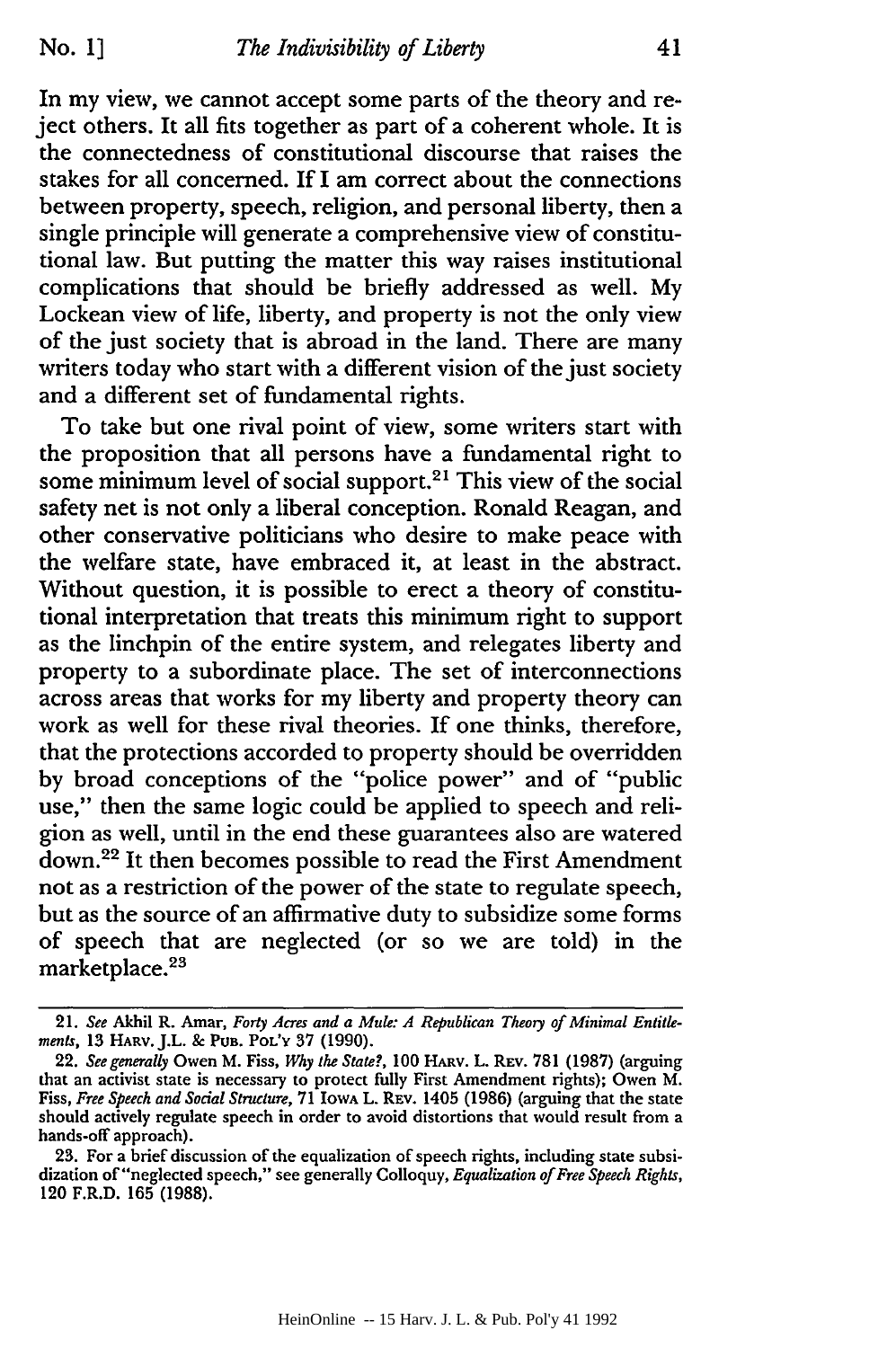In my view, we cannot accept some parts of the theory and reject others. It all fits together as part of a coherent whole. It is the connectedness of constitutional discourse that raises the stakes for all concerned. If I am correct about the connections between property, speech, religion, and personal liberty, then a single principle will generate a comprehensive view of constitutional law. But putting the matter this way raises institutional complications that should be briefly addressed as well. My Lockean view of life, liberty, and property is not the only view of the just society that is abroad in the land. There are many writers today who start with a different vision of the just society and a different set of fundamental rights.

To take but one rival point of view, some writers start with the proposition that all persons have a fundamental right to some minimum level of social support.[21] This view of the social safety net is not only a liberal conception. Ronald Reagan, and other conservative politicians who desire to make peace with the welfare state, have embraced it, at least in the abstract. Without question, it is possible to erect a theory of constitutional interpretation that treats this minimum right to support as the linchpin of the entire system, and relegates liberty and property to a subordinate place. The set of interconnections across areas that works for my liberty and property theory can work as well for these rival theories. If one thinks, therefore, that the protections accorded to property should be overridden by broad conceptions of the "police power" and of "public use," then the same logic could be applied to speech and religion as well, until in the end these guarantees also are watered down.[22] It then becomes possible to read the First Amendment not as a restriction of the power of the state to regulate speech, but as the source of an affirmative duty to subsidize some forms of speech that are neglected (or so we are told) in the marketplace.[23]

---

21. *See* Akhil R. Amar, *Forty Acres and a Mule: A Republican Theory of Minimal Entitlements*, 13 HARV. J.L. & PUB. POL'Y 37 (1990).

22. *See generally* Owen M. Fiss, *Why the State?*, 100 HARV. L. REV. 781 (1987) (arguing that an activist state is necessary to protect fully First Amendment rights); Owen M. Fiss, *Free Speech and Social Structure*, 71 IOWA L. REV. 1405 (1986) (arguing that the state should actively regulate speech in order to avoid distortions that would result from a hands-off approach).

23. For a brief discussion of the equalization of speech rights, including state subsidization of "neglected speech," see generally Colloquy, *Equalization of Free Speech Rights*, 120 F.R.D. 165 (1988).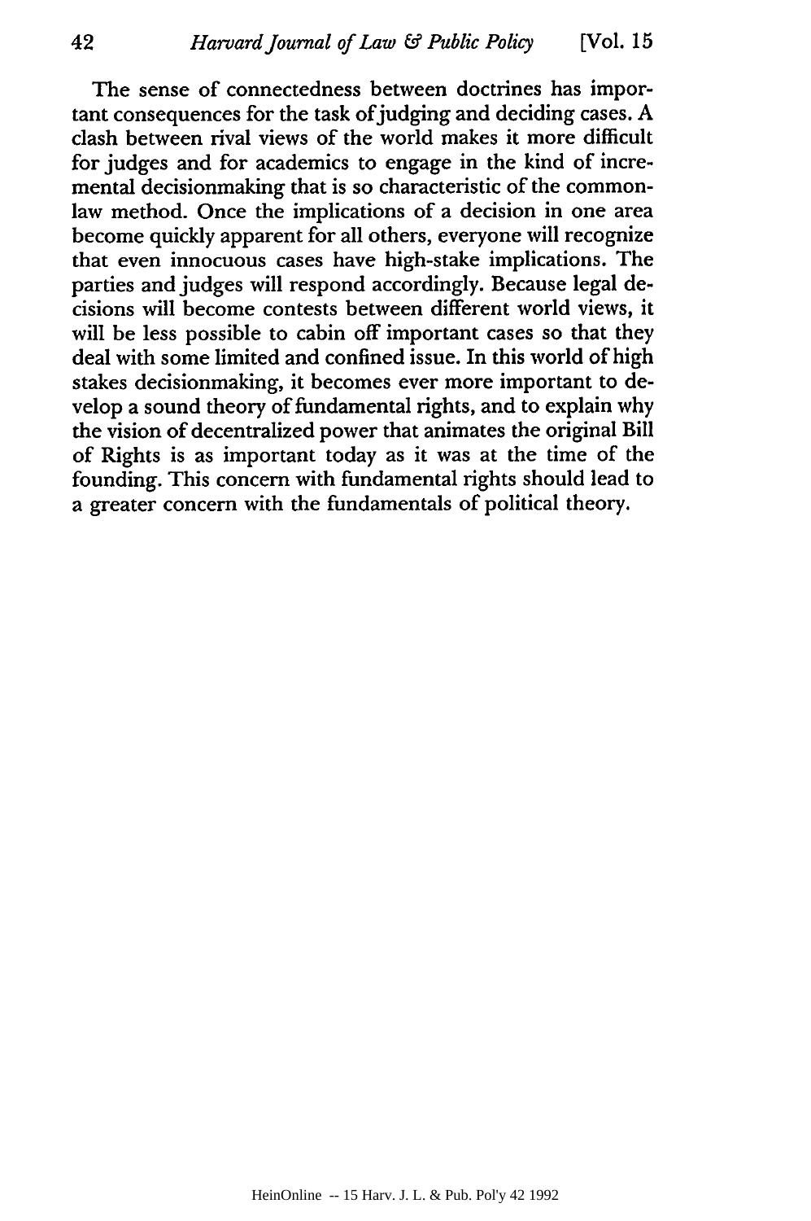The sense of connectedness between doctrines has important consequences for the task of judging and deciding cases. A clash between rival views of the world makes it more difficult for judges and for academics to engage in the kind of incremental decisionmaking that is so characteristic of the common-law method. Once the implications of a decision in one area become quickly apparent for all others, everyone will recognize that even innocuous cases have high-stake implications. The parties and judges will respond accordingly. Because legal decisions will become contests between different world views, it will be less possible to cabin off important cases so that they deal with some limited and confined issue. In this world of high stakes decisionmaking, it becomes ever more important to develop a sound theory of fundamental rights, and to explain why the vision of decentralized power that animates the original Bill of Rights is as important today as it was at the time of the founding. This concern with fundamental rights should lead to a greater concern with the fundamentals of political theory.